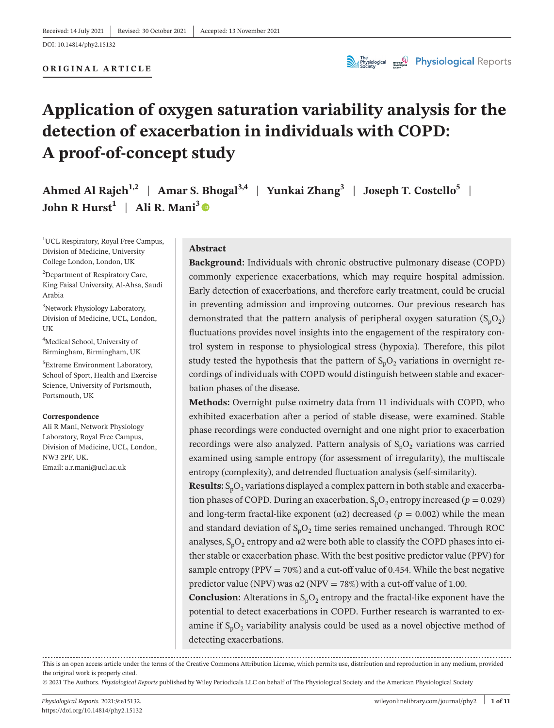Received: 14 July 2021 | Revised: 30 October 2021 | Accepted: 13 November 2021

DOI: 10.14814/phy2.15132

**ORIGINAL ARTICLE**

# Application of oxygen saturation variability analysis for the detection of exacerbation in individuals with COPD: A proof-of-concept study

**Ahmed Al Rajeh**[1,2] | **Amar S. Bhogal**[3,4] | **Yunkai Zhang**[3] | **Joseph T. Costello**[5] | **John R Hurst**[1] | **Ali R. Mani**[3]

[1]UCL Respiratory, Royal Free Campus, Division of Medicine, University College London, London, UK

[2]Department of Respiratory Care, King Faisal University, Al-Ahsa, Saudi Arabia

[3]Network Physiology Laboratory, Division of Medicine, UCL, London, UK

[4]Medical School, University of Birmingham, Birmingham, UK

[5]Extreme Environment Laboratory, School of Sport, Health and Exercise Science, University of Portsmouth, Portsmouth, UK

**Correspondence**

Ali R Mani, Network Physiology Laboratory, Royal Free Campus, Division of Medicine, UCL, London, NW3 2PF, UK.
Email: a.r.mani@ucl.ac.uk

## Abstract

**Background:** Individuals with chronic obstructive pulmonary disease (COPD) commonly experience exacerbations, which may require hospital admission. Early detection of exacerbations, and therefore early treatment, could be crucial in preventing admission and improving outcomes. Our previous research has demonstrated that the pattern analysis of peripheral oxygen saturation ($S_pO_2$) fluctuations provides novel insights into the engagement of the respiratory control system in response to physiological stress (hypoxia). Therefore, this pilot study tested the hypothesis that the pattern of $S_pO_2$ variations in overnight recordings of individuals with COPD would distinguish between stable and exacerbation phases of the disease.

**Methods:** Overnight pulse oximetry data from 11 individuals with COPD, who exhibited exacerbation after a period of stable disease, were examined. Stable phase recordings were conducted overnight and one night prior to exacerbation recordings were also analyzed. Pattern analysis of $S_pO_2$ variations was carried examined using sample entropy (for assessment of irregularity), the multiscale entropy (complexity), and detrended fluctuation analysis (self-similarity).

**Results:** $S_pO_2$ variations displayed a complex pattern in both stable and exacerbation phases of COPD. During an exacerbation, $S_pO_2$ entropy increased ($p = 0.029$) and long-term fractal-like exponent (α2) decreased ($p = 0.002$) while the mean and standard deviation of $S_pO_2$ time series remained unchanged. Through ROC analyses, $S_pO_2$ entropy and α2 were both able to classify the COPD phases into either stable or exacerbation phase. With the best positive predictor value (PPV) for sample entropy (PPV = 70%) and a cut-off value of 0.454. While the best negative predictor value (NPV) was α2 (NPV = 78%) with a cut-off value of 1.00.

**Conclusion:** Alterations in $S_pO_2$ entropy and the fractal-like exponent have the potential to detect exacerbations in COPD. Further research is warranted to examine if $S_pO_2$ variability analysis could be used as a novel objective method of detecting exacerbations.

This is an open access article under the terms of the Creative Commons Attribution License, which permits use, distribution and reproduction in any medium, provided the original work is properly cited.

© 2021 The Authors. *Physiological Reports* published by Wiley Periodicals LLC on behalf of The Physiological Society and the American Physiological Society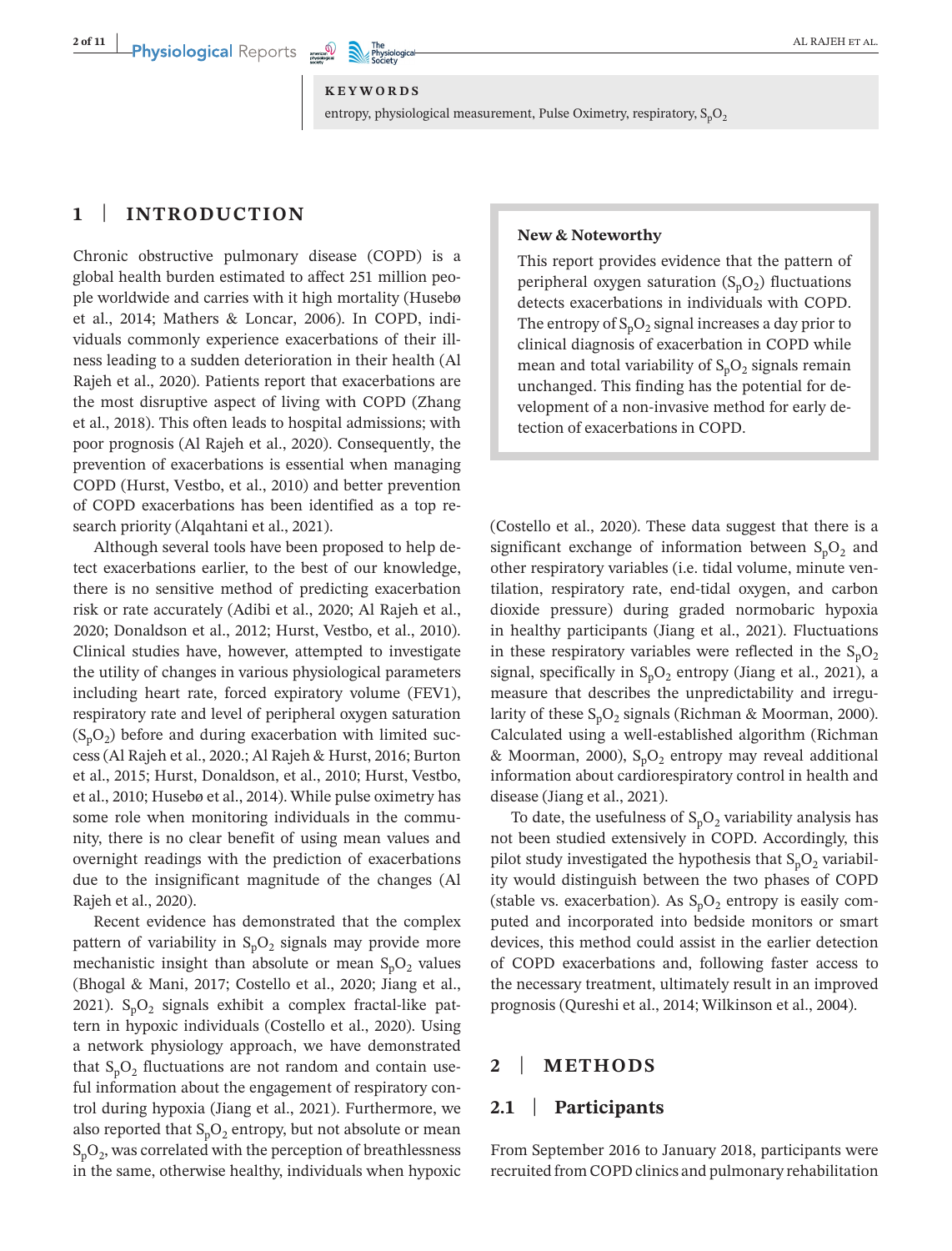**KEYWORDS**

entropy, physiological measurement, Pulse Oximetry, respiratory, $S_pO_2$

## 1 | INTRODUCTION

Chronic obstructive pulmonary disease (COPD) is a global health burden estimated to affect 251 million people worldwide and carries with it high mortality (Husebø et al., 2014; Mathers & Loncar, 2006). In COPD, individuals commonly experience exacerbations of their illness leading to a sudden deterioration in their health (Al Rajeh et al., 2020). Patients report that exacerbations are the most disruptive aspect of living with COPD (Zhang et al., 2018). This often leads to hospital admissions; with poor prognosis (Al Rajeh et al., 2020). Consequently, the prevention of exacerbations is essential when managing COPD (Hurst, Vestbo, et al., 2010) and better prevention of COPD exacerbations has been identified as a top research priority (Alqahtani et al., 2021).

Although several tools have been proposed to help detect exacerbations earlier, to the best of our knowledge, there is no sensitive method of predicting exacerbation risk or rate accurately (Adibi et al., 2020; Al Rajeh et al., 2020; Donaldson et al., 2012; Hurst, Vestbo, et al., 2010). Clinical studies have, however, attempted to investigate the utility of changes in various physiological parameters including heart rate, forced expiratory volume (FEV1), respiratory rate and level of peripheral oxygen saturation ($S_pO_2$) before and during exacerbation with limited success (Al Rajeh et al., 2020.; Al Rajeh & Hurst, 2016; Burton et al., 2015; Hurst, Donaldson, et al., 2010; Hurst, Vestbo, et al., 2010; Husebø et al., 2014). While pulse oximetry has some role when monitoring individuals in the community, there is no clear benefit of using mean values and overnight readings with the prediction of exacerbations due to the insignificant magnitude of the changes (Al Rajeh et al., 2020).

Recent evidence has demonstrated that the complex pattern of variability in $S_pO_2$ signals may provide more mechanistic insight than absolute or mean $S_pO_2$ values (Bhogal & Mani, 2017; Costello et al., 2020; Jiang et al., 2021). $S_pO_2$ signals exhibit a complex fractal-like pattern in hypoxic individuals (Costello et al., 2020). Using a network physiology approach, we have demonstrated that $S_pO_2$ fluctuations are not random and contain useful information about the engagement of respiratory control during hypoxia (Jiang et al., 2021). Furthermore, we also reported that $S_pO_2$ entropy, but not absolute or mean $S_pO_2$, was correlated with the perception of breathlessness in the same, otherwise healthy, individuals when hypoxic (Costello et al., 2020). These data suggest that there is a significant exchange of information between $S_pO_2$ and other respiratory variables (i.e. tidal volume, minute ventilation, respiratory rate, end-tidal oxygen, and carbon dioxide pressure) during graded normobaric hypoxia in healthy participants (Jiang et al., 2021). Fluctuations in these respiratory variables were reflected in the $S_pO_2$ signal, specifically in $S_pO_2$ entropy (Jiang et al., 2021), a measure that describes the unpredictability and irregularity of these $S_pO_2$ signals (Richman & Moorman, 2000). Calculated using a well-established algorithm (Richman & Moorman, 2000), $S_pO_2$ entropy may reveal additional information about cardiorespiratory control in health and disease (Jiang et al., 2021).

To date, the usefulness of $S_pO_2$ variability analysis has not been studied extensively in COPD. Accordingly, this pilot study investigated the hypothesis that $S_pO_2$ variability would distinguish between the two phases of COPD (stable vs. exacerbation). As $S_pO_2$ entropy is easily computed and incorporated into bedside monitors or smart devices, this method could assist in the earlier detection of COPD exacerbations and, following faster access to the necessary treatment, ultimately result in an improved prognosis (Qureshi et al., 2014; Wilkinson et al., 2004).

> **New & Noteworthy**
>
> This report provides evidence that the pattern of peripheral oxygen saturation ($S_pO_2$) fluctuations detects exacerbations in individuals with COPD. The entropy of $S_pO_2$ signal increases a day prior to clinical diagnosis of exacerbation in COPD while mean and total variability of $S_pO_2$ signals remain unchanged. This finding has the potential for development of a non-invasive method for early detection of exacerbations in COPD.

## 2 | METHODS

### 2.1 | Participants

From September 2016 to January 2018, participants were recruited from COPD clinics and pulmonary rehabilitation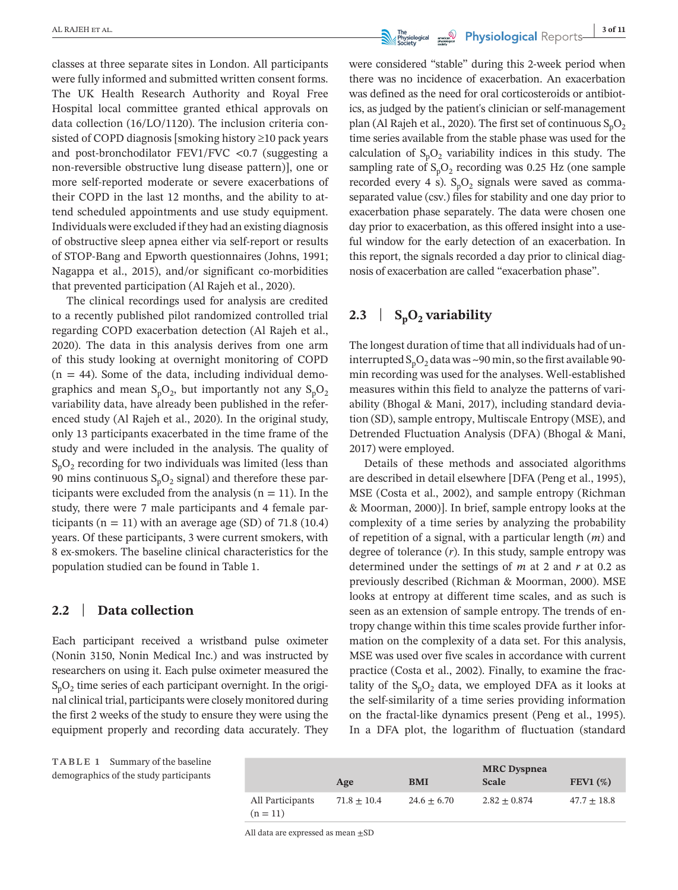classes at three separate sites in London. All participants were fully informed and submitted written consent forms. The UK Health Research Authority and Royal Free Hospital local committee granted ethical approvals on data collection (16/LO/1120). The inclusion criteria consisted of COPD diagnosis [smoking history ≥10 pack years and post-bronchodilator FEV1/FVC <0.7 (suggesting a non-reversible obstructive lung disease pattern)], one or more self-reported moderate or severe exacerbations of their COPD in the last 12 months, and the ability to attend scheduled appointments and use study equipment. Individuals were excluded if they had an existing diagnosis of obstructive sleep apnea either via self-report or results of STOP-Bang and Epworth questionnaires (Johns, 1991; Nagappa et al., 2015), and/or significant co-morbidities that prevented participation (Al Rajeh et al., 2020).

The clinical recordings used for analysis are credited to a recently published pilot randomized controlled trial regarding COPD exacerbation detection (Al Rajeh et al., 2020). The data in this analysis derives from one arm of this study looking at overnight monitoring of COPD (n = 44). Some of the data, including individual demographics and mean $S_pO_2$, but importantly not any $S_pO_2$ variability data, have already been published in the referenced study (Al Rajeh et al., 2020). In the original study, only 13 participants exacerbated in the time frame of the study and were included in the analysis. The quality of $S_pO_2$ recording for two individuals was limited (less than 90 mins continuous $S_pO_2$ signal) and therefore these participants were excluded from the analysis (n = 11). In the study, there were 7 male participants and 4 female participants (n = 11) with an average age (SD) of 71.8 (10.4) years. Of these participants, 3 were current smokers, with 8 ex-smokers. The baseline clinical characteristics for the population studied can be found in Table 1.

## 2.2 | Data collection

Each participant received a wristband pulse oximeter (Nonin 3150, Nonin Medical Inc.) and was instructed by researchers on using it. Each pulse oximeter measured the $S_pO_2$ time series of each participant overnight. In the original clinical trial, participants were closely monitored during the first 2 weeks of the study to ensure they were using the equipment properly and recording data accurately. They were considered "stable" during this 2-week period when there was no incidence of exacerbation. An exacerbation was defined as the need for oral corticosteroids or antibiotics, as judged by the patient's clinician or self-management plan (Al Rajeh et al., 2020). The first set of continuous $S_pO_2$ time series available from the stable phase was used for the calculation of $S_pO_2$ variability indices in this study. The sampling rate of $S_pO_2$ recording was 0.25 Hz (one sample recorded every 4 s). $S_pO_2$ signals were saved as comma-separated value (csv.) files for stability and one day prior to exacerbation phase separately. The data were chosen one day prior to exacerbation, as this offered insight into a useful window for the early detection of an exacerbation. In this report, the signals recorded a day prior to clinical diagnosis of exacerbation are called "exacerbation phase".

## 2.3 | $S_pO_2$ variability

The longest duration of time that all individuals had of uninterrupted $S_pO_2$ data was ~90 min, so the first available 90-min recording was used for the analyses. Well-established measures within this field to analyze the patterns of variability (Bhogal & Mani, 2017), including standard deviation (SD), sample entropy, Multiscale Entropy (MSE), and Detrended Fluctuation Analysis (DFA) (Bhogal & Mani, 2017) were employed.

Details of these methods and associated algorithms are described in detail elsewhere [DFA (Peng et al., 1995), MSE (Costa et al., 2002), and sample entropy (Richman & Moorman, 2000)]. In brief, sample entropy looks at the complexity of a time series by analyzing the probability of repetition of a signal, with a particular length ($m$) and degree of tolerance ($r$). In this study, sample entropy was determined under the settings of $m$ at 2 and $r$ at 0.2 as previously described (Richman & Moorman, 2000). MSE looks at entropy at different time scales, and as such is seen as an extension of sample entropy. The trends of entropy change within this time scales provide further information on the complexity of a data set. For this analysis, MSE was used over five scales in accordance with current practice (Costa et al., 2002). Finally, to examine the fractality of the $S_pO_2$ data, we employed DFA as it looks at the self-similarity of a time series providing information on the fractal-like dynamics present (Peng et al., 1995). In a DFA plot, the logarithm of fluctuation (standard

**TABLE 1** Summary of the baseline demographics of the study participants

| | Age | BMI | MRC Dyspnea Scale | FEV1 (%) |
|---|---|---|---|---|
| All Participants (n = 11) | 71.8 ± 10.4 | 24.6 ± 6.70 | 2.82 ± 0.874 | 47.7 ± 18.8 |

All data are expressed as mean ±SD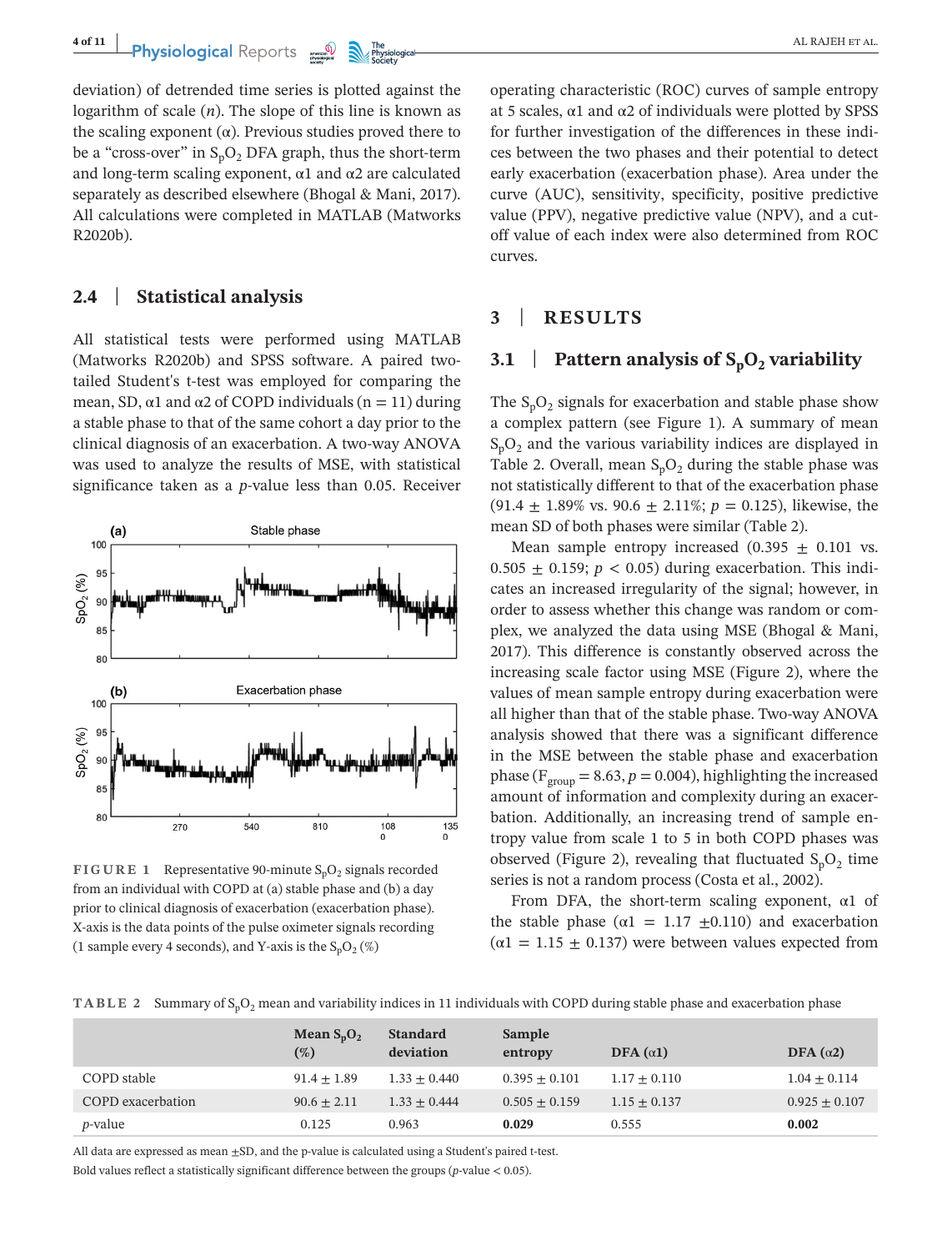deviation) of detrended time series is plotted against the logarithm of scale ($n$). The slope of this line is known as the scaling exponent ($\alpha$). Previous studies proved there to be a "cross-over" in $S_pO_2$ DFA graph, thus the short-term and long-term scaling exponent, $\alpha1$ and $\alpha2$ are calculated separately as described elsewhere (Bhogal & Mani, 2017). All calculations were completed in MATLAB (Matworks R2020b).

## 2.4 | Statistical analysis

All statistical tests were performed using MATLAB (Matworks R2020b) and SPSS software. A paired two-tailed Student's t-test was employed for comparing the mean, SD, $\alpha1$ and $\alpha2$ of COPD individuals ($n = 11$) during a stable phase to that of the same cohort a day prior to the clinical diagnosis of an exacerbation. A two-way ANOVA was used to analyze the results of MSE, with statistical significance taken as a $p$-value less than 0.05. Receiver operating characteristic (ROC) curves of sample entropy at 5 scales, $\alpha1$ and $\alpha2$ of individuals were plotted by SPSS for further investigation of the differences in these indices between the two phases and their potential to detect early exacerbation (exacerbation phase). Area under the curve (AUC), sensitivity, specificity, positive predictive value (PPV), negative predictive value (NPV), and a cut-off value of each index were also determined from ROC curves.

FIGURE 1 Representative 90-minute $S_pO_2$ signals recorded from an individual with COPD at (a) stable phase and (b) a day prior to clinical diagnosis of exacerbation (exacerbation phase). X-axis is the data points of the pulse oximeter signals recording (1 sample every 4 seconds), and Y-axis is the $S_pO_2$ (%)

# 3 | RESULTS

## 3.1 | Pattern analysis of $S_pO_2$ variability

The $S_pO_2$ signals for exacerbation and stable phase show a complex pattern (see Figure 1). A summary of mean $S_pO_2$ and the various variability indices are displayed in Table 2. Overall, mean $S_pO_2$ during the stable phase was not statistically different to that of the exacerbation phase ($91.4 \pm 1.89\%$ vs. $90.6 \pm 2.11\%$; $p = 0.125$), likewise, the mean SD of both phases were similar (Table 2).

Mean sample entropy increased ($0.395 \pm 0.101$ vs. $0.505 \pm 0.159$; $p < 0.05$) during exacerbation. This indicates an increased irregularity of the signal; however, in order to assess whether this change was random or complex, we analyzed the data using MSE (Bhogal & Mani, 2017). This difference is constantly observed across the increasing scale factor using MSE (Figure 2), where the values of mean sample entropy during exacerbation were all higher than that of the stable phase. Two-way ANOVA analysis showed that there was a significant difference in the MSE between the stable phase and exacerbation phase ($F_{group} = 8.63$, $p = 0.004$), highlighting the increased amount of information and complexity during an exacerbation. Additionally, an increasing trend of sample entropy value from scale 1 to 5 in both COPD phases was observed (Figure 2), revealing that fluctuated $S_pO_2$ time series is not a random process (Costa et al., 2002).

From DFA, the short-term scaling exponent, $\alpha1$ of the stable phase ($\alpha1 = 1.17 \pm 0.110$) and exacerbation ($\alpha1 = 1.15 \pm 0.137$) were between values expected from

TABLE 2 Summary of $S_pO_2$ mean and variability indices in 11 individuals with COPD during stable phase and exacerbation phase

| | Mean $S_pO_2$ (%) | Standard deviation | Sample entropy | DFA ($\alpha1$) | DFA ($\alpha2$) |
|---|---|---|---|---|---|
| COPD stable | $91.4 \pm 1.89$ | $1.33 \pm 0.440$ | $0.395 \pm 0.101$ | $1.17 \pm 0.110$ | $1.04 \pm 0.114$ |
| COPD exacerbation | $90.6 \pm 2.11$ | $1.33 \pm 0.444$ | $0.505 \pm 0.159$ | $1.15 \pm 0.137$ | $0.925 \pm 0.107$ |
| *p*-value | 0.125 | 0.963 | **0.029** | 0.555 | **0.002** |

All data are expressed as mean ±SD, and the p-value is calculated using a Student's paired t-test.
Bold values reflect a statistically significant difference between the groups ($p$-value < 0.05).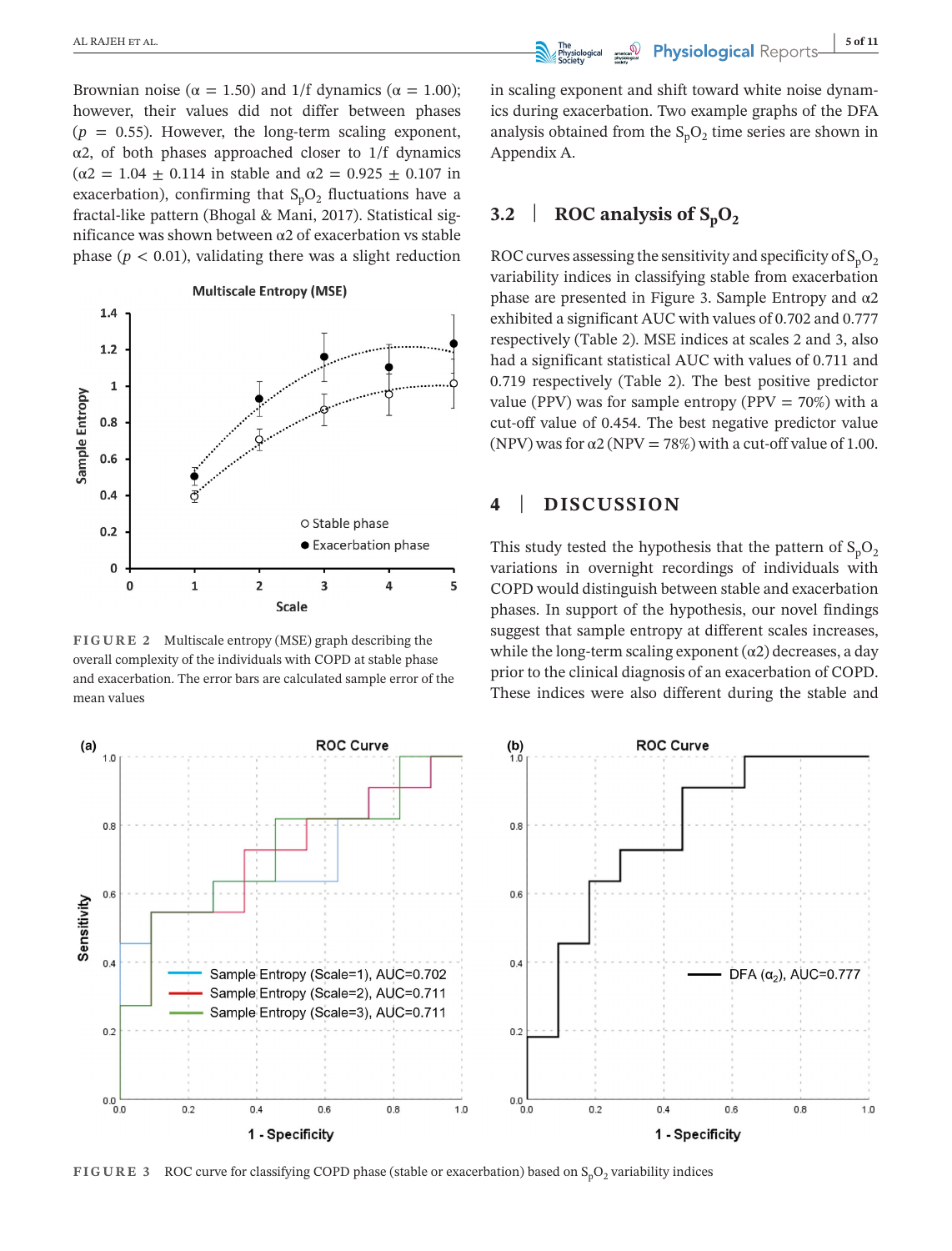Brownian noise ($\alpha = 1.50$) and 1/f dynamics ($\alpha = 1.00$); however, their values did not differ between phases ($p = 0.55$). However, the long-term scaling exponent, $\alpha 2$, of both phases approached closer to 1/f dynamics ($\alpha 2 = 1.04 \pm 0.114$ in stable and $\alpha 2 = 0.925 \pm 0.107$ in exacerbation), confirming that $S_pO_2$ fluctuations have a fractal-like pattern (Bhogal & Mani, 2017). Statistical significance was shown between $\alpha 2$ of exacerbation vs stable phase ($p < 0.01$), validating there was a slight reduction in scaling exponent and shift toward white noise dynamics during exacerbation. Two example graphs of the DFA analysis obtained from the $S_pO_2$ time series are shown in Appendix A.

FIGURE 2 Multiscale entropy (MSE) graph describing the overall complexity of the individuals with COPD at stable phase and exacerbation. The error bars are calculated sample error of the mean values

## 3.2 | ROC analysis of $S_pO_2$

ROC curves assessing the sensitivity and specificity of $S_pO_2$ variability indices in classifying stable from exacerbation phase are presented in Figure 3. Sample Entropy and $\alpha 2$ exhibited a significant AUC with values of 0.702 and 0.777 respectively (Table 2). MSE indices at scales 2 and 3, also had a significant statistical AUC with values of 0.711 and 0.719 respectively (Table 2). The best positive predictor value (PPV) was for sample entropy (PPV = 70%) with a cut-off value of 0.454. The best negative predictor value (NPV) was for $\alpha 2$ (NPV = 78%) with a cut-off value of 1.00.

# 4 | DISCUSSION

This study tested the hypothesis that the pattern of $S_pO_2$ variations in overnight recordings of individuals with COPD would distinguish between stable and exacerbation phases. In support of the hypothesis, our novel findings suggest that sample entropy at different scales increases, while the long-term scaling exponent ($\alpha 2$) decreases, a day prior to the clinical diagnosis of an exacerbation of COPD. These indices were also different during the stable and

FIGURE 3 ROC curve for classifying COPD phase (stable or exacerbation) based on $S_pO_2$ variability indices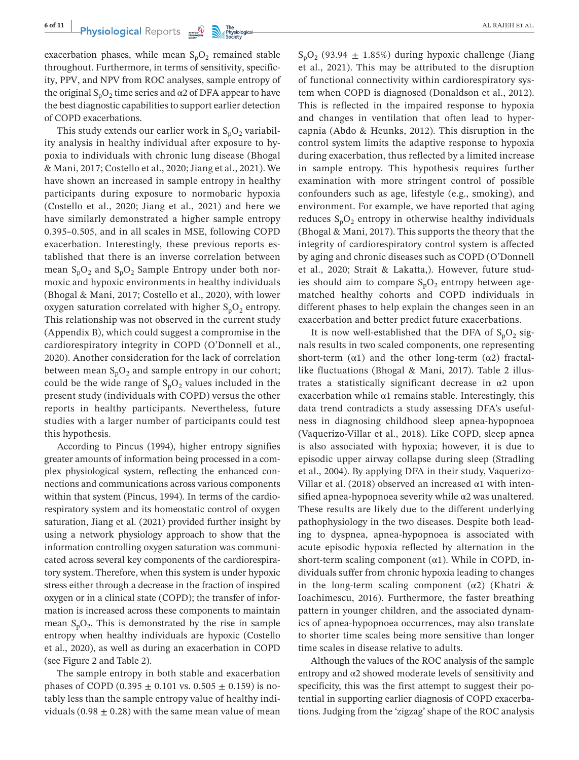exacerbation phases, while mean $S_pO_2$ remained stable throughout. Furthermore, in terms of sensitivity, specificity, PPV, and NPV from ROC analyses, sample entropy of the original $S_pO_2$ time series and α2 of DFA appear to have the best diagnostic capabilities to support earlier detection of COPD exacerbations.

This study extends our earlier work in $S_pO_2$ variability analysis in healthy individual after exposure to hypoxia to individuals with chronic lung disease (Bhogal & Mani, 2017; Costello et al., 2020; Jiang et al., 2021). We have shown an increased in sample entropy in healthy participants during exposure to normobaric hypoxia (Costello et al., 2020; Jiang et al., 2021) and here we have similarly demonstrated a higher sample entropy 0.395–0.505, and in all scales in MSE, following COPD exacerbation. Interestingly, these previous reports established that there is an inverse correlation between mean $S_pO_2$ and $S_pO_2$ Sample Entropy under both normoxic and hypoxic environments in healthy individuals (Bhogal & Mani, 2017; Costello et al., 2020), with lower oxygen saturation correlated with higher $S_pO_2$ entropy. This relationship was not observed in the current study (Appendix B), which could suggest a compromise in the cardiorespiratory integrity in COPD (O'Donnell et al., 2020). Another consideration for the lack of correlation between mean $S_pO_2$ and sample entropy in our cohort; could be the wide range of $S_pO_2$ values included in the present study (individuals with COPD) versus the other reports in healthy participants. Nevertheless, future studies with a larger number of participants could test this hypothesis.

According to Pincus (1994), higher entropy signifies greater amounts of information being processed in a complex physiological system, reflecting the enhanced connections and communications across various components within that system (Pincus, 1994). In terms of the cardiorespiratory system and its homeostatic control of oxygen saturation, Jiang et al. (2021) provided further insight by using a network physiology approach to show that the information controlling oxygen saturation was communicated across several key components of the cardiorespiratory system. Therefore, when this system is under hypoxic stress either through a decrease in the fraction of inspired oxygen or in a clinical state (COPD); the transfer of information is increased across these components to maintain mean $S_pO_2$. This is demonstrated by the rise in sample entropy when healthy individuals are hypoxic (Costello et al., 2020), as well as during an exacerbation in COPD (see Figure 2 and Table 2).

The sample entropy in both stable and exacerbation phases of COPD ($0.395 \pm 0.101$ vs. $0.505 \pm 0.159$) is notably less than the sample entropy value of healthy individuals ($0.98 \pm 0.28$) with the same mean value of mean $S_pO_2$ ($93.94 \pm 1.85\%$) during hypoxic challenge (Jiang et al., 2021). This may be attributed to the disruption of functional connectivity within cardiorespiratory system when COPD is diagnosed (Donaldson et al., 2012). This is reflected in the impaired response to hypoxia and changes in ventilation that often lead to hypercapnia (Abdo & Heunks, 2012). This disruption in the control system limits the adaptive response to hypoxia during exacerbation, thus reflected by a limited increase in sample entropy. This hypothesis requires further examination with more stringent control of possible confounders such as age, lifestyle (e.g., smoking), and environment. For example, we have reported that aging reduces $S_pO_2$ entropy in otherwise healthy individuals (Bhogal & Mani, 2017). This supports the theory that the integrity of cardiorespiratory control system is affected by aging and chronic diseases such as COPD (O'Donnell et al., 2020; Strait & Lakatta,). However, future studies should aim to compare $S_pO_2$ entropy between age-matched healthy cohorts and COPD individuals in different phases to help explain the changes seen in an exacerbation and better predict future exacerbations.

It is now well-established that the DFA of $S_pO_2$ signals results in two scaled components, one representing short-term (α1) and the other long-term (α2) fractal-like fluctuations (Bhogal & Mani, 2017). Table 2 illustrates a statistically significant decrease in α2 upon exacerbation while α1 remains stable. Interestingly, this data trend contradicts a study assessing DFA's usefulness in diagnosing childhood sleep apnea-hypopnoea (Vaquerizo-Villar et al., 2018). Like COPD, sleep apnea is also associated with hypoxia; however, it is due to episodic upper airway collapse during sleep (Stradling et al., 2004). By applying DFA in their study, Vaquerizo-Villar et al. (2018) observed an increased α1 with intensified apnea-hypopnoea severity while α2 was unaltered. These results are likely due to the different underlying pathophysiology in the two diseases. Despite both leading to dyspnea, apnea-hypopnoea is associated with acute episodic hypoxia reflected by alternation in the short-term scaling component (α1). While in COPD, individuals suffer from chronic hypoxia leading to changes in the long-term scaling component (α2) (Khatri & Ioachimescu, 2016). Furthermore, the faster breathing pattern in younger children, and the associated dynamics of apnea-hypopnoea occurrences, may also translate to shorter time scales being more sensitive than longer time scales in disease relative to adults.

Although the values of the ROC analysis of the sample entropy and α2 showed moderate levels of sensitivity and specificity, this was the first attempt to suggest their potential in supporting earlier diagnosis of COPD exacerbations. Judging from the 'zigzag' shape of the ROC analysis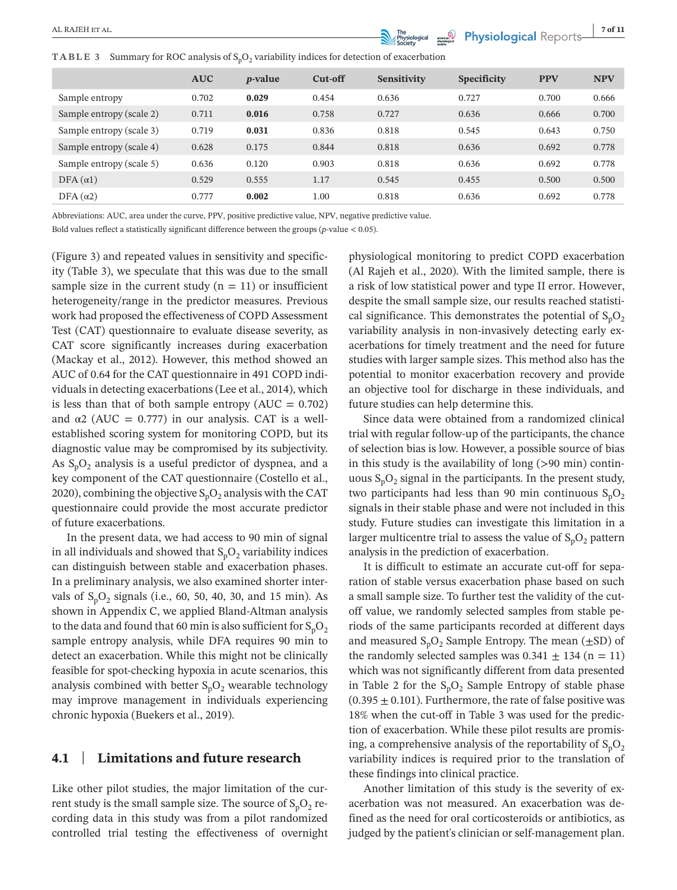**TABLE 3** Summary for ROC analysis of $S_pO_2$ variability indices for detection of exacerbation

| | AUC | *p*-value | Cut-off | Sensitivity | Specificity | PPV | NPV |
|---|---|---|---|---|---|---|---|
| Sample entropy | 0.702 | **0.029** | 0.454 | 0.636 | 0.727 | 0.700 | 0.666 |
| Sample entropy (scale 2) | 0.711 | **0.016** | 0.758 | 0.727 | 0.636 | 0.666 | 0.700 |
| Sample entropy (scale 3) | 0.719 | **0.031** | 0.836 | 0.818 | 0.545 | 0.643 | 0.750 |
| Sample entropy (scale 4) | 0.628 | 0.175 | 0.844 | 0.818 | 0.636 | 0.692 | 0.778 |
| Sample entropy (scale 5) | 0.636 | 0.120 | 0.903 | 0.818 | 0.636 | 0.692 | 0.778 |
| DFA (α1) | 0.529 | 0.555 | 1.17 | 0.545 | 0.455 | 0.500 | 0.500 |
| DFA (α2) | 0.777 | **0.002** | 1.00 | 0.818 | 0.636 | 0.692 | 0.778 |

Abbreviations: AUC, area under the curve, PPV, positive predictive value, NPV, negative predictive value.

Bold values reflect a statistically significant difference between the groups ($p$-value $< 0.05$).

(Figure 3) and repeated values in sensitivity and specificity (Table 3), we speculate that this was due to the small sample size in the current study ($n = 11$) or insufficient heterogeneity/range in the predictor measures. Previous work had proposed the effectiveness of COPD Assessment Test (CAT) questionnaire to evaluate disease severity, as CAT score significantly increases during exacerbation (Mackay et al., 2012). However, this method showed an AUC of 0.64 for the CAT questionnaire in 491 COPD individuals in detecting exacerbations (Lee et al., 2014), which is less than that of both sample entropy (AUC = 0.702) and α2 (AUC = 0.777) in our analysis. CAT is a well-established scoring system for monitoring COPD, but its diagnostic value may be compromised by its subjectivity. As $S_pO_2$ analysis is a useful predictor of dyspnea, and a key component of the CAT questionnaire (Costello et al., 2020), combining the objective $S_pO_2$ analysis with the CAT questionnaire could provide the most accurate predictor of future exacerbations.

In the present data, we had access to 90 min of signal in all individuals and showed that $S_pO_2$ variability indices can distinguish between stable and exacerbation phases. In a preliminary analysis, we also examined shorter intervals of $S_pO_2$ signals (i.e., 60, 50, 40, 30, and 15 min). As shown in Appendix C, we applied Bland-Altman analysis to the data and found that 60 min is also sufficient for $S_pO_2$ sample entropy analysis, while DFA requires 90 min to detect an exacerbation. While this might not be clinically feasible for spot-checking hypoxia in acute scenarios, this analysis combined with better $S_pO_2$ wearable technology may improve management in individuals experiencing chronic hypoxia (Buekers et al., 2019).

## 4.1 | Limitations and future research

Like other pilot studies, the major limitation of the current study is the small sample size. The source of $S_pO_2$ recording data in this study was from a pilot randomized controlled trial testing the effectiveness of overnight physiological monitoring to predict COPD exacerbation (Al Rajeh et al., 2020). With the limited sample, there is a risk of low statistical power and type II error. However, despite the small sample size, our results reached statistical significance. This demonstrates the potential of $S_pO_2$ variability analysis in non-invasively detecting early exacerbations for timely treatment and the need for future studies with larger sample sizes. This method also has the potential to monitor exacerbation recovery and provide an objective tool for discharge in these individuals, and future studies can help determine this.

Since data were obtained from a randomized clinical trial with regular follow-up of the participants, the chance of selection bias is low. However, a possible source of bias in this study is the availability of long (>90 min) continuous $S_pO_2$ signal in the participants. In the present study, two participants had less than 90 min continuous $S_pO_2$ signals in their stable phase and were not included in this study. Future studies can investigate this limitation in a larger multicentre trial to assess the value of $S_pO_2$ pattern analysis in the prediction of exacerbation.

It is difficult to estimate an accurate cut-off for separation of stable versus exacerbation phase based on such a small sample size. To further test the validity of the cut-off value, we randomly selected samples from stable periods of the same participants recorded at different days and measured $S_pO_2$ Sample Entropy. The mean (±SD) of the randomly selected samples was $0.341 \pm 134$ ($n = 11$) which was not significantly different from data presented in Table 2 for the $S_pO_2$ Sample Entropy of stable phase ($0.395 \pm 0.101$). Furthermore, the rate of false positive was 18% when the cut-off in Table 3 was used for the prediction of exacerbation. While these pilot results are promising, a comprehensive analysis of the reportability of $S_pO_2$ variability indices is required prior to the translation of these findings into clinical practice.

Another limitation of this study is the severity of exacerbation was not measured. An exacerbation was defined as the need for oral corticosteroids or antibiotics, as judged by the patient's clinician or self-management plan.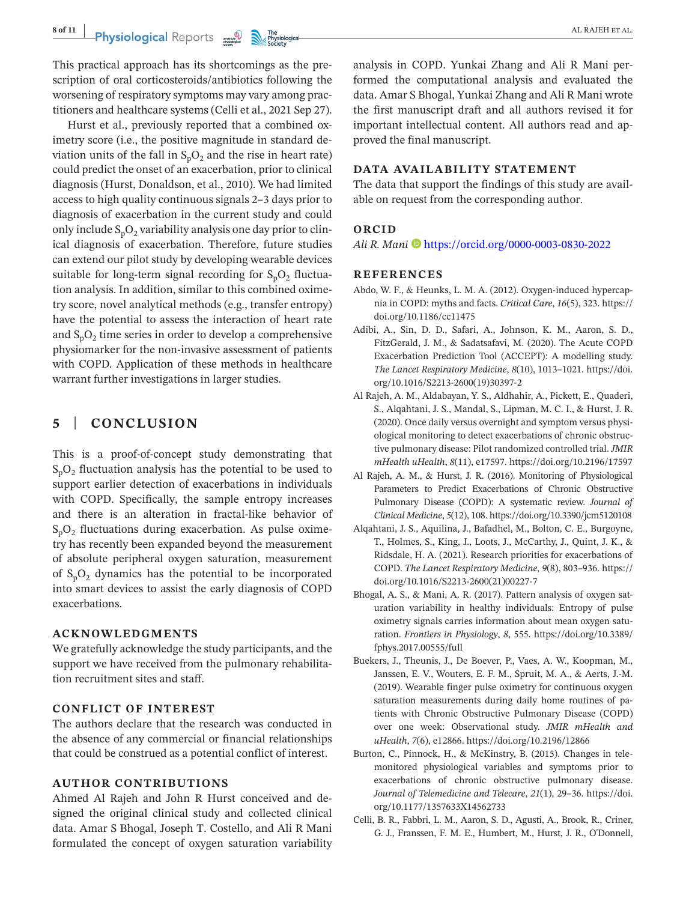This practical approach has its shortcomings as the prescription of oral corticosteroids/antibiotics following the worsening of respiratory symptoms may vary among practitioners and healthcare systems (Celli et al., 2021 Sep 27).

Hurst et al., previously reported that a combined oximetry score (i.e., the positive magnitude in standard deviation units of the fall in $S_pO_2$ and the rise in heart rate) could predict the onset of an exacerbation, prior to clinical diagnosis (Hurst, Donaldson, et al., 2010). We had limited access to high quality continuous signals 2–3 days prior to diagnosis of exacerbation in the current study and could only include $S_pO_2$ variability analysis one day prior to clinical diagnosis of exacerbation. Therefore, future studies can extend our pilot study by developing wearable devices suitable for long-term signal recording for $S_pO_2$ fluctuation analysis. In addition, similar to this combined oximetry score, novel analytical methods (e.g., transfer entropy) have the potential to assess the interaction of heart rate and $S_pO_2$ time series in order to develop a comprehensive physiomarker for the non-invasive assessment of patients with COPD. Application of these methods in healthcare warrant further investigations in larger studies.

## 5 | CONCLUSION

This is a proof-of-concept study demonstrating that $S_pO_2$ fluctuation analysis has the potential to be used to support earlier detection of exacerbations in individuals with COPD. Specifically, the sample entropy increases and there is an alteration in fractal-like behavior of $S_pO_2$ fluctuations during exacerbation. As pulse oximetry has recently been expanded beyond the measurement of absolute peripheral oxygen saturation, measurement of $S_pO_2$ dynamics has the potential to be incorporated into smart devices to assist the early diagnosis of COPD exacerbations.

### ACKNOWLEDGMENTS

We gratefully acknowledge the study participants, and the support we have received from the pulmonary rehabilitation recruitment sites and staff.

### CONFLICT OF INTEREST

The authors declare that the research was conducted in the absence of any commercial or financial relationships that could be construed as a potential conflict of interest.

### AUTHOR CONTRIBUTIONS

Ahmed Al Rajeh and John R Hurst conceived and designed the original clinical study and collected clinical data. Amar S Bhogal, Joseph T. Costello, and Ali R Mani formulated the concept of oxygen saturation variability analysis in COPD. Yunkai Zhang and Ali R Mani performed the computational analysis and evaluated the data. Amar S Bhogal, Yunkai Zhang and Ali R Mani wrote the first manuscript draft and all authors revised it for important intellectual content. All authors read and approved the final manuscript.

### DATA AVAILABILITY STATEMENT

The data that support the findings of this study are available on request from the corresponding author.

### ORCID

*Ali R. Mani* https://orcid.org/0000-0003-0830-2022

### REFERENCES

Abdo, W. F., & Heunks, L. M. A. (2012). Oxygen-induced hypercapnia in COPD: myths and facts. *Critical Care*, *16*(5), 323. https://doi.org/10.1186/cc11475

Adibi, A., Sin, D. D., Safari, A., Johnson, K. M., Aaron, S. D., FitzGerald, J. M., & Sadatsafavi, M. (2020). The Acute COPD Exacerbation Prediction Tool (ACCEPT): A modelling study. *The Lancet Respiratory Medicine*, *8*(10), 1013–1021. https://doi.org/10.1016/S2213-2600(19)30397-2

Al Rajeh, A. M., Aldabayan, Y. S., Aldhahir, A., Pickett, E., Quaderi, S., Alqahtani, J. S., Mandal, S., Lipman, M. C. I., & Hurst, J. R. (2020). Once daily versus overnight and symptom versus physiological monitoring to detect exacerbations of chronic obstructive pulmonary disease: Pilot randomized controlled trial. *JMIR mHealth uHealth*, *8*(11), e17597. https://doi.org/10.2196/17597

Al Rajeh, A. M., & Hurst, J. R. (2016). Monitoring of Physiological Parameters to Predict Exacerbations of Chronic Obstructive Pulmonary Disease (COPD): A systematic review. *Journal of Clinical Medicine*, *5*(12), 108. https://doi.org/10.3390/jcm5120108

Alqahtani, J. S., Aquilina, J., Bafadhel, M., Bolton, C. E., Burgoyne, T., Holmes, S., King, J., Loots, J., McCarthy, J., Quint, J. K., & Ridsdale, H. A. (2021). Research priorities for exacerbations of COPD. *The Lancet Respiratory Medicine*, *9*(8), 803–936. https://doi.org/10.1016/S2213-2600(21)00227-7

Bhogal, A. S., & Mani, A. R. (2017). Pattern analysis of oxygen saturation variability in healthy individuals: Entropy of pulse oximetry signals carries information about mean oxygen saturation. *Frontiers in Physiology*, *8*, 555. https://doi.org/10.3389/fphys.2017.00555/full

Buekers, J., Theunis, J., De Boever, P., Vaes, A. W., Koopman, M., Janssen, E. V., Wouters, E. F. M., Spruit, M. A., & Aerts, J.-M. (2019). Wearable finger pulse oximetry for continuous oxygen saturation measurements during daily home routines of patients with Chronic Obstructive Pulmonary Disease (COPD) over one week: Observational study. *JMIR mHealth and uHealth*, *7*(6), e12866. https://doi.org/10.2196/12866

Burton, C., Pinnock, H., & McKinstry, B. (2015). Changes in telemonitored physiological variables and symptoms prior to exacerbations of chronic obstructive pulmonary disease. *Journal of Telemedicine and Telecare*, *21*(1), 29–36. https://doi.org/10.1177/1357633X14562733

Celli, B. R., Fabbri, L. M., Aaron, S. D., Agusti, A., Brook, R., Criner, G. J., Franssen, F. M. E., Humbert, M., Hurst, J. R., O'Donnell,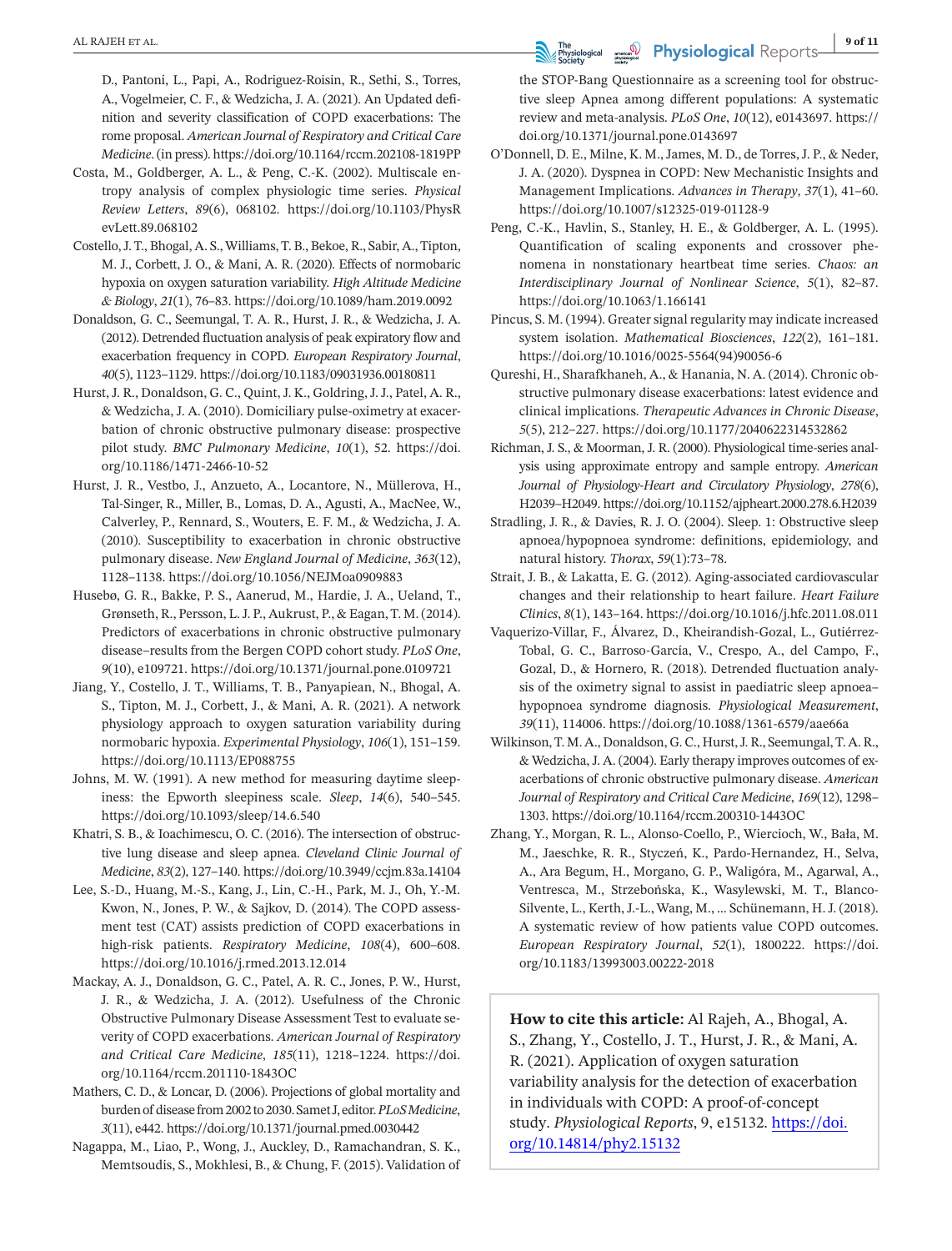D., Pantoni, L., Papi, A., Rodriguez-Roisin, R., Sethi, S., Torres, A., Vogelmeier, C. F., & Wedzicha, J. A. (2021). An Updated definition and severity classification of COPD exacerbations: The rome proposal. *American Journal of Respiratory and Critical Care Medicine*. (in press). https://doi.org/10.1164/rccm.202108-1819PP

Costa, M., Goldberger, A. L., & Peng, C.-K. (2002). Multiscale entropy analysis of complex physiologic time series. *Physical Review Letters*, *89*(6), 068102. https://doi.org/10.1103/PhysRevLett.89.068102

Costello, J. T., Bhogal, A. S., Williams, T. B., Bekoe, R., Sabir, A., Tipton, M. J., Corbett, J. O., & Mani, A. R. (2020). Effects of normobaric hypoxia on oxygen saturation variability. *High Altitude Medicine & Biology*, *21*(1), 76–83. https://doi.org/10.1089/ham.2019.0092

Donaldson, G. C., Seemungal, T. A. R., Hurst, J. R., & Wedzicha, J. A. (2012). Detrended fluctuation analysis of peak expiratory flow and exacerbation frequency in COPD. *European Respiratory Journal*, *40*(5), 1123–1129. https://doi.org/10.1183/09031936.00180811

Hurst, J. R., Donaldson, G. C., Quint, J. K., Goldring, J. J., Patel, A. R., & Wedzicha, J. A. (2010). Domiciliary pulse-oximetry at exacerbation of chronic obstructive pulmonary disease: prospective pilot study. *BMC Pulmonary Medicine*, *10*(1), 52. https://doi.org/10.1186/1471-2466-10-52

Hurst, J. R., Vestbo, J., Anzueto, A., Locantore, N., Müllerova, H., Tal-Singer, R., Miller, B., Lomas, D. A., Agusti, A., MacNee, W., Calverley, P., Rennard, S., Wouters, E. F. M., & Wedzicha, J. A. (2010). Susceptibility to exacerbation in chronic obstructive pulmonary disease. *New England Journal of Medicine*, *363*(12), 1128–1138. https://doi.org/10.1056/NEJMoa0909883

Husebø, G. R., Bakke, P. S., Aanerud, M., Hardie, J. A., Ueland, T., Grønseth, R., Persson, L. J. P., Aukrust, P., & Eagan, T. M. (2014). Predictors of exacerbations in chronic obstructive pulmonary disease–results from the Bergen COPD cohort study. *PLoS One*, *9*(10), e109721. https://doi.org/10.1371/journal.pone.0109721

Jiang, Y., Costello, J. T., Williams, T. B., Panyapiean, N., Bhogal, A. S., Tipton, M. J., Corbett, J., & Mani, A. R. (2021). A network physiology approach to oxygen saturation variability during normobaric hypoxia. *Experimental Physiology*, *106*(1), 151–159. https://doi.org/10.1113/EP088755

Johns, M. W. (1991). A new method for measuring daytime sleepiness: the Epworth sleepiness scale. *Sleep*, *14*(6), 540–545. https://doi.org/10.1093/sleep/14.6.540

Khatri, S. B., & Ioachimescu, O. C. (2016). The intersection of obstructive lung disease and sleep apnea. *Cleveland Clinic Journal of Medicine*, *83*(2), 127–140. https://doi.org/10.3949/ccjm.83a.14104

Lee, S.-D., Huang, M.-S., Kang, J., Lin, C.-H., Park, M. J., Oh, Y.-M. Kwon, N., Jones, P. W., & Sajkov, D. (2014). The COPD assessment test (CAT) assists prediction of COPD exacerbations in high-risk patients. *Respiratory Medicine*, *108*(4), 600–608. https://doi.org/10.1016/j.rmed.2013.12.014

Mackay, A. J., Donaldson, G. C., Patel, A. R. C., Jones, P. W., Hurst, J. R., & Wedzicha, J. A. (2012). Usefulness of the Chronic Obstructive Pulmonary Disease Assessment Test to evaluate severity of COPD exacerbations. *American Journal of Respiratory and Critical Care Medicine*, *185*(11), 1218–1224. https://doi.org/10.1164/rccm.201110-1843OC

Mathers, C. D., & Loncar, D. (2006). Projections of global mortality and burden of disease from 2002 to 2030. Samet J, editor. *PLoS Medicine*, *3*(11), e442. https://doi.org/10.1371/journal.pmed.0030442

Nagappa, M., Liao, P., Wong, J., Auckley, D., Ramachandran, S. K., Memtsoudis, S., Mokhlesi, B., & Chung, F. (2015). Validation of the STOP-Bang Questionnaire as a screening tool for obstructive sleep Apnea among different populations: A systematic review and meta-analysis. *PLoS One*, *10*(12), e0143697. https://doi.org/10.1371/journal.pone.0143697

O'Donnell, D. E., Milne, K. M., James, M. D., de Torres, J. P., & Neder, J. A. (2020). Dyspnea in COPD: New Mechanistic Insights and Management Implications. *Advances in Therapy*, *37*(1), 41–60. https://doi.org/10.1007/s12325-019-01128-9

Peng, C.-K., Havlin, S., Stanley, H. E., & Goldberger, A. L. (1995). Quantification of scaling exponents and crossover phenomena in nonstationary heartbeat time series. *Chaos: an Interdisciplinary Journal of Nonlinear Science*, *5*(1), 82–87. https://doi.org/10.1063/1.166141

Pincus, S. M. (1994). Greater signal regularity may indicate increased system isolation. *Mathematical Biosciences*, *122*(2), 161–181. https://doi.org/10.1016/0025-5564(94)90056-6

Qureshi, H., Sharafkhaneh, A., & Hanania, N. A. (2014). Chronic obstructive pulmonary disease exacerbations: latest evidence and clinical implications. *Therapeutic Advances in Chronic Disease*, *5*(5), 212–227. https://doi.org/10.1177/2040622314532862

Richman, J. S., & Moorman, J. R. (2000). Physiological time-series analysis using approximate entropy and sample entropy. *American Journal of Physiology-Heart and Circulatory Physiology*, *278*(6), H2039–H2049. https://doi.org/10.1152/ajpheart.2000.278.6.H2039

Stradling, J. R., & Davies, R. J. O. (2004). Sleep. 1: Obstructive sleep apnoea/hypopnoea syndrome: definitions, epidemiology, and natural history. *Thorax*, *59*(1):73–78.

Strait, J. B., & Lakatta, E. G. (2012). Aging-associated cardiovascular changes and their relationship to heart failure. *Heart Failure Clinics*, *8*(1), 143–164. https://doi.org/10.1016/j.hfc.2011.08.011

Vaquerizo-Villar, F., Álvarez, D., Kheirandish-Gozal, L., Gutiérrez-Tobal, G. C., Barroso-García, V., Crespo, A., del Campo, F., Gozal, D., & Hornero, R. (2018). Detrended fluctuation analysis of the oximetry signal to assist in paediatric sleep apnoea–hypopnoea syndrome diagnosis. *Physiological Measurement*, *39*(11), 114006. https://doi.org/10.1088/1361-6579/aae66a

Wilkinson, T. M. A., Donaldson, G. C., Hurst, J. R., Seemungal, T. A. R., & Wedzicha, J. A. (2004). Early therapy improves outcomes of exacerbations of chronic obstructive pulmonary disease. *American Journal of Respiratory and Critical Care Medicine*, *169*(12), 1298–1303. https://doi.org/10.1164/rccm.200310-1443OC

Zhang, Y., Morgan, R. L., Alonso-Coello, P., Wiercioch, W., Bała, M. M., Jaeschke, R. R., Styczeń, K., Pardo-Hernandez, H., Selva, A., Ara Begum, H., Morgano, G. P., Waligóra, M., Agarwal, A., Ventresca, M., Strzebońska, K., Wasylewski, M. T., Blanco-Silvente, L., Kerth, J.-L., Wang, M., … Schünemann, H. J. (2018). A systematic review of how patients value COPD outcomes. *European Respiratory Journal*, *52*(1), 1800222. https://doi.org/10.1183/13993003.00222-2018

**How to cite this article:** Al Rajeh, A., Bhogal, A. S., Zhang, Y., Costello, J. T., Hurst, J. R., & Mani, A. R. (2021). Application of oxygen saturation variability analysis for the detection of exacerbation in individuals with COPD: A proof-of-concept study. *Physiological Reports*, 9, e15132. https://doi.org/10.14814/phy2.15132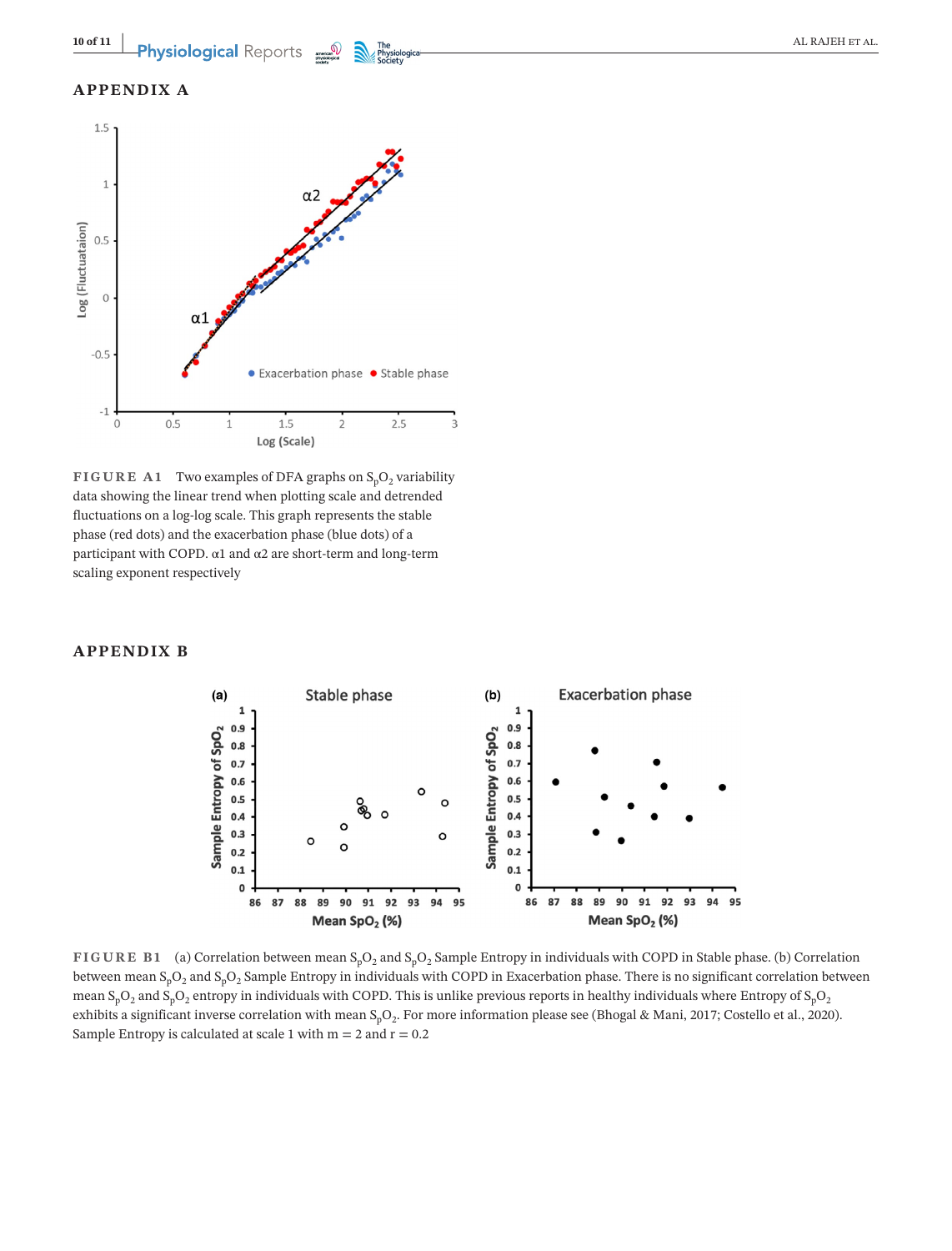## APPENDIX A

FIGURE A1 Two examples of DFA graphs on $S_pO_2$ variability data showing the linear trend when plotting scale and detrended fluctuations on a log-log scale. This graph represents the stable phase (red dots) and the exacerbation phase (blue dots) of a participant with COPD. α1 and α2 are short-term and long-term scaling exponent respectively

## APPENDIX B

FIGURE B1 (a) Correlation between mean $S_pO_2$ and $S_pO_2$ Sample Entropy in individuals with COPD in Stable phase. (b) Correlation between mean $S_pO_2$ and $S_pO_2$ Sample Entropy in individuals with COPD in Exacerbation phase. There is no significant correlation between mean $S_pO_2$ and $S_pO_2$ entropy in individuals with COPD. This is unlike previous reports in healthy individuals where Entropy of $S_pO_2$ exhibits a significant inverse correlation with mean $S_pO_2$. For more information please see (Bhogal & Mani, 2017; Costello et al., 2020). Sample Entropy is calculated at scale 1 with $m = 2$ and $r = 0.2$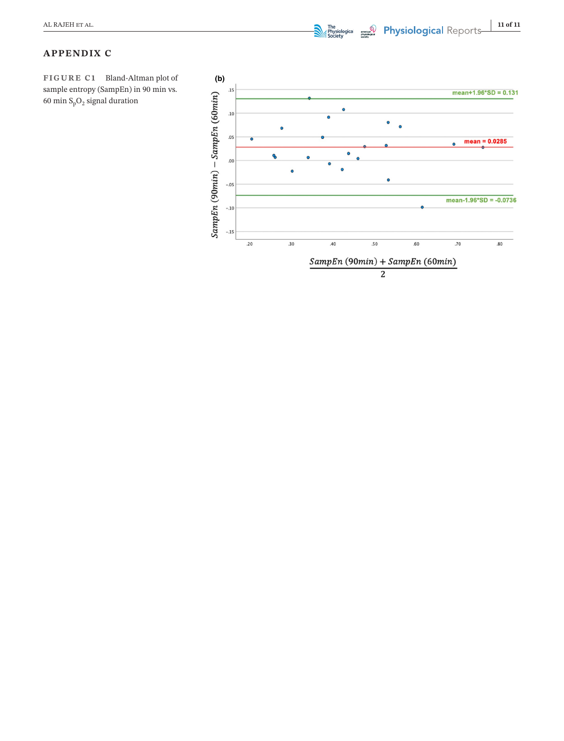## APPENDIX C

**FIGURE C1** Bland-Altman plot of sample entropy (SampEn) in 90 min vs. 60 min $S_pO_2$ signal duration

(b)

mean+1.96*SD = 0.131

mean = 0.0285

mean-1.96*SD = -0.0736

.15
.10
.05
.00
-.05
-.10
-.15

.20
.30
.40
.50
.60
.70
.80

$SampEn\ (90min) - SampEn\ (60min)$

$\frac{SampEn\ (90min) + SampEn\ (60min)}{2}$